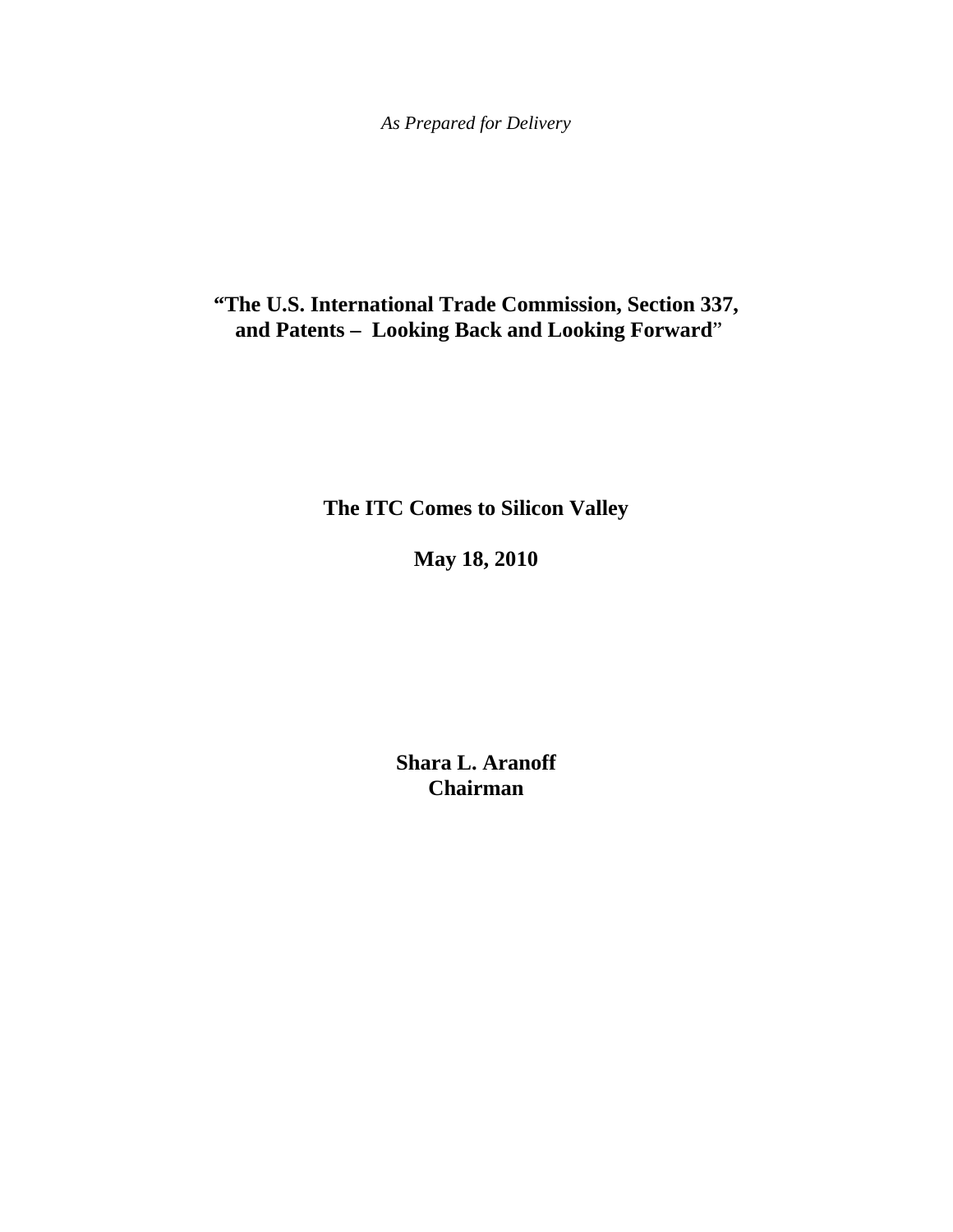*As Prepared for Delivery*

# "The U.S. International Trade Commission, Section 337, and Patents – Looking Back and Looking Forward"

**The ITC Comes to Silicon Valley**

**May 18, 2010**

**Shara L. Aranoff**
**Chairman**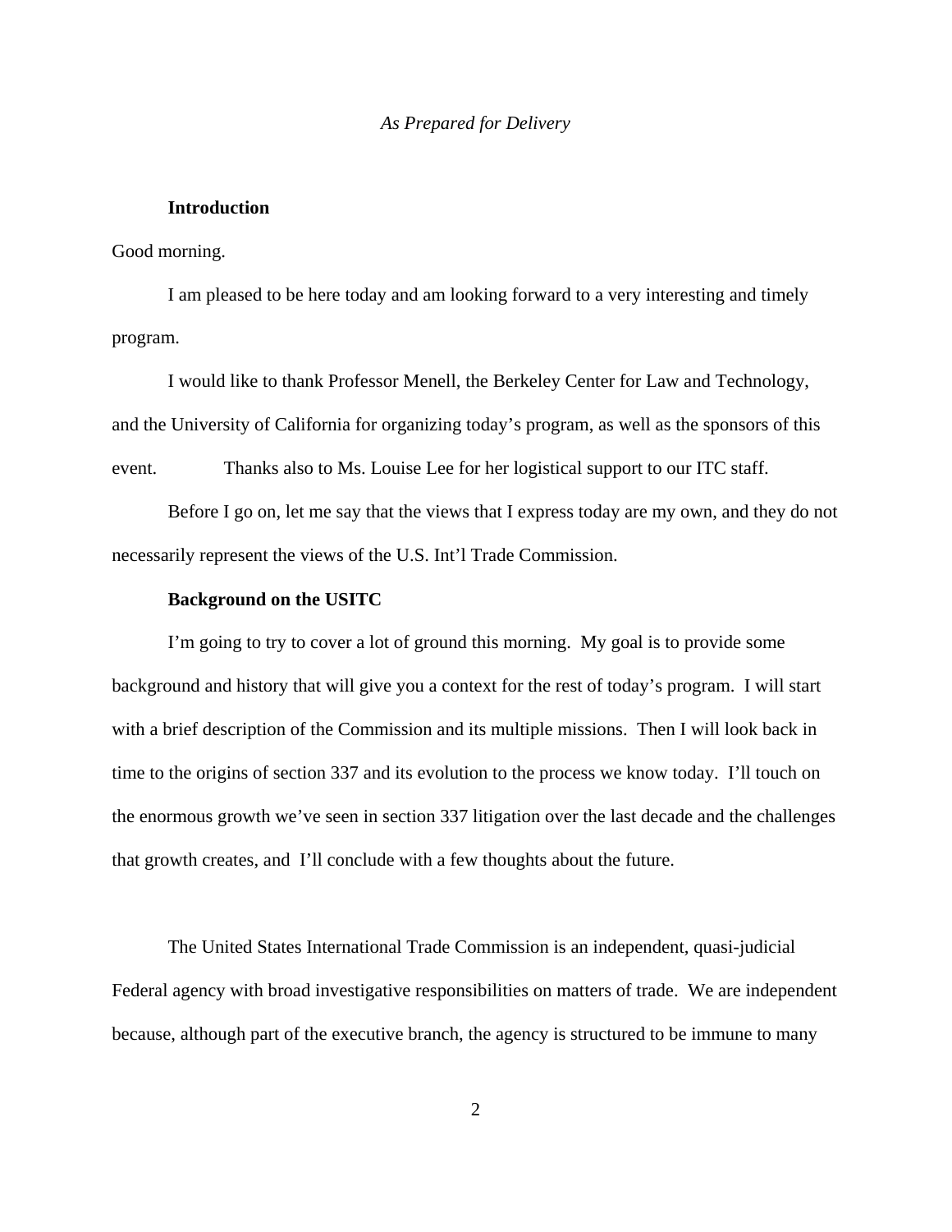*As Prepared for Delivery*

**Introduction**

Good morning.

I am pleased to be here today and am looking forward to a very interesting and timely program.

I would like to thank Professor Menell, the Berkeley Center for Law and Technology, and the University of California for organizing today's program, as well as the sponsors of this event. Thanks also to Ms. Louise Lee for her logistical support to our ITC staff.

Before I go on, let me say that the views that I express today are my own, and they do not necessarily represent the views of the U.S. Int'l Trade Commission.

**Background on the USITC**

I'm going to try to cover a lot of ground this morning. My goal is to provide some background and history that will give you a context for the rest of today's program. I will start with a brief description of the Commission and its multiple missions. Then I will look back in time to the origins of section 337 and its evolution to the process we know today. I'll touch on the enormous growth we've seen in section 337 litigation over the last decade and the challenges that growth creates, and I'll conclude with a few thoughts about the future.

The United States International Trade Commission is an independent, quasi-judicial Federal agency with broad investigative responsibilities on matters of trade. We are independent because, although part of the executive branch, the agency is structured to be immune to many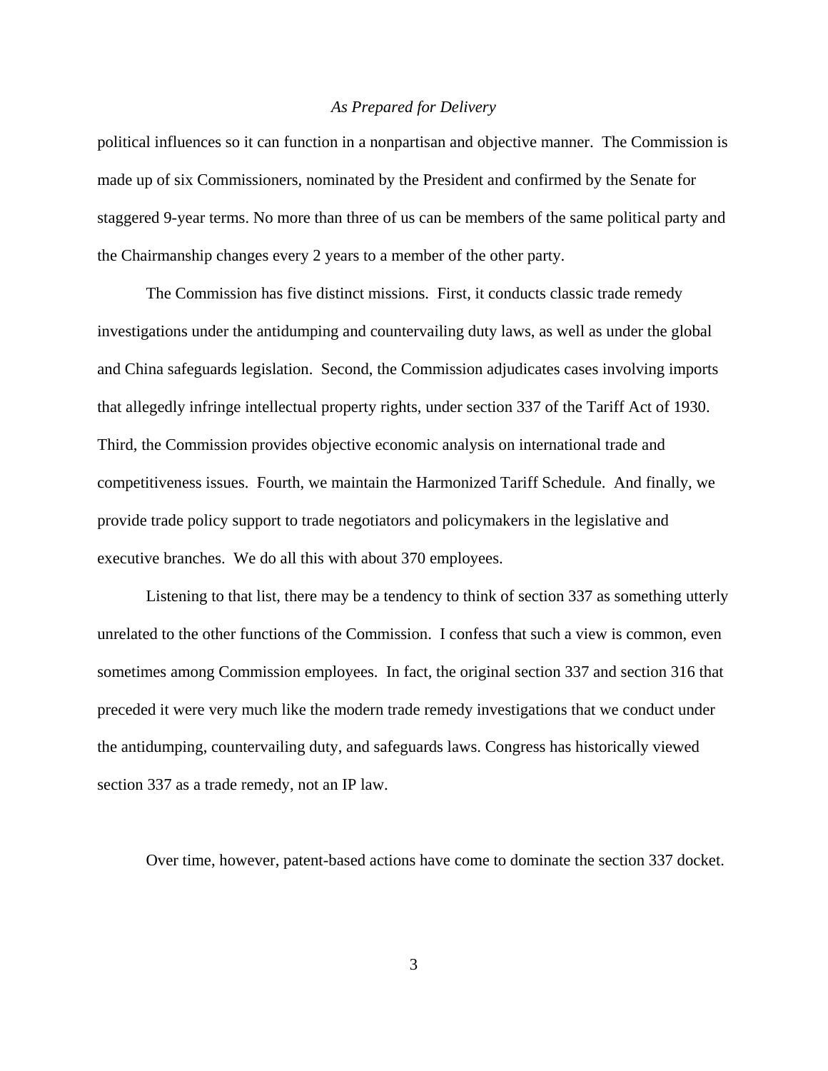political influences so it can function in a nonpartisan and objective manner. The Commission is made up of six Commissioners, nominated by the President and confirmed by the Senate for staggered 9-year terms. No more than three of us can be members of the same political party and the Chairmanship changes every 2 years to a member of the other party.

The Commission has five distinct missions. First, it conducts classic trade remedy investigations under the antidumping and countervailing duty laws, as well as under the global and China safeguards legislation. Second, the Commission adjudicates cases involving imports that allegedly infringe intellectual property rights, under section 337 of the Tariff Act of 1930. Third, the Commission provides objective economic analysis on international trade and competitiveness issues. Fourth, we maintain the Harmonized Tariff Schedule. And finally, we provide trade policy support to trade negotiators and policymakers in the legislative and executive branches. We do all this with about 370 employees.

Listening to that list, there may be a tendency to think of section 337 as something utterly unrelated to the other functions of the Commission. I confess that such a view is common, even sometimes among Commission employees. In fact, the original section 337 and section 316 that preceded it were very much like the modern trade remedy investigations that we conduct under the antidumping, countervailing duty, and safeguards laws. Congress has historically viewed section 337 as a trade remedy, not an IP law.

Over time, however, patent-based actions have come to dominate the section 337 docket.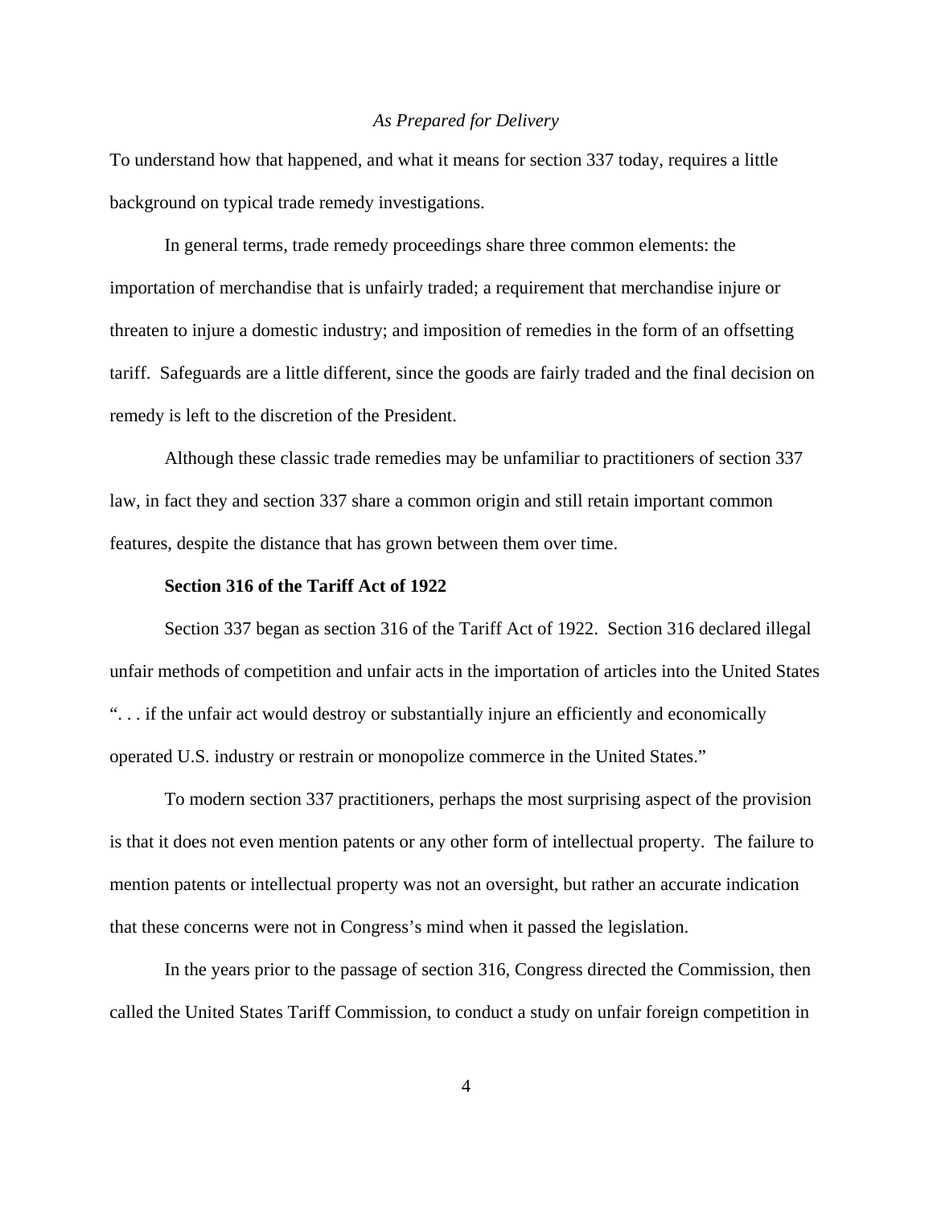To understand how that happened, and what it means for section 337 today, requires a little background on typical trade remedy investigations.

In general terms, trade remedy proceedings share three common elements: the importation of merchandise that is unfairly traded; a requirement that merchandise injure or threaten to injure a domestic industry; and imposition of remedies in the form of an offsetting tariff. Safeguards are a little different, since the goods are fairly traded and the final decision on remedy is left to the discretion of the President.

Although these classic trade remedies may be unfamiliar to practitioners of section 337 law, in fact they and section 337 share a common origin and still retain important common features, despite the distance that has grown between them over time.

**Section 316 of the Tariff Act of 1922**

Section 337 began as section 316 of the Tariff Act of 1922. Section 316 declared illegal unfair methods of competition and unfair acts in the importation of articles into the United States ". . . if the unfair act would destroy or substantially injure an efficiently and economically operated U.S. industry or restrain or monopolize commerce in the United States."

To modern section 337 practitioners, perhaps the most surprising aspect of the provision is that it does not even mention patents or any other form of intellectual property. The failure to mention patents or intellectual property was not an oversight, but rather an accurate indication that these concerns were not in Congress's mind when it passed the legislation.

In the years prior to the passage of section 316, Congress directed the Commission, then called the United States Tariff Commission, to conduct a study on unfair foreign competition in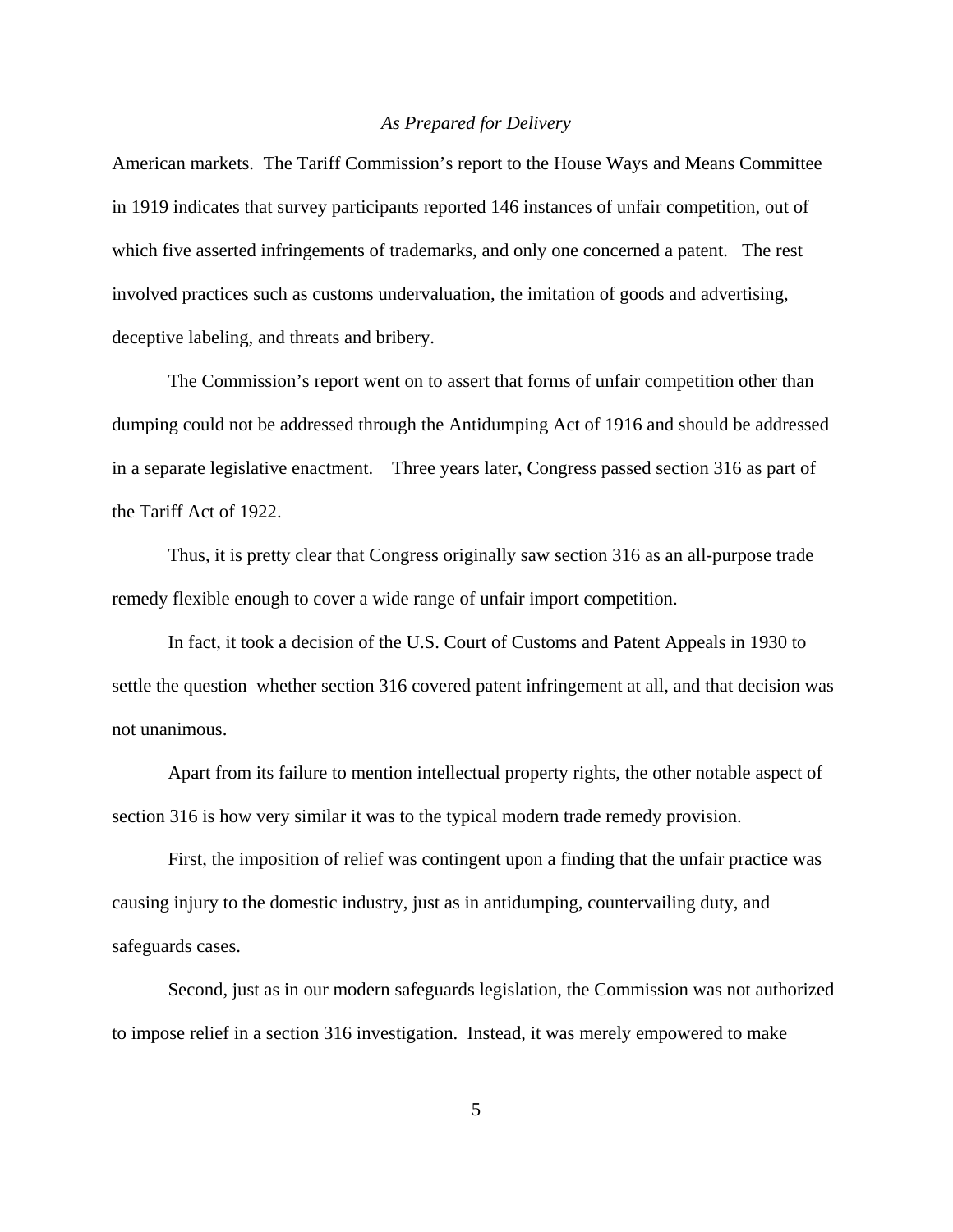American markets. The Tariff Commission's report to the House Ways and Means Committee in 1919 indicates that survey participants reported 146 instances of unfair competition, out of which five asserted infringements of trademarks, and only one concerned a patent. The rest involved practices such as customs undervaluation, the imitation of goods and advertising, deceptive labeling, and threats and bribery.

The Commission's report went on to assert that forms of unfair competition other than dumping could not be addressed through the Antidumping Act of 1916 and should be addressed in a separate legislative enactment. Three years later, Congress passed section 316 as part of the Tariff Act of 1922.

Thus, it is pretty clear that Congress originally saw section 316 as an all-purpose trade remedy flexible enough to cover a wide range of unfair import competition.

In fact, it took a decision of the U.S. Court of Customs and Patent Appeals in 1930 to settle the question whether section 316 covered patent infringement at all, and that decision was not unanimous.

Apart from its failure to mention intellectual property rights, the other notable aspect of section 316 is how very similar it was to the typical modern trade remedy provision.

First, the imposition of relief was contingent upon a finding that the unfair practice was causing injury to the domestic industry, just as in antidumping, countervailing duty, and safeguards cases.

Second, just as in our modern safeguards legislation, the Commission was not authorized to impose relief in a section 316 investigation. Instead, it was merely empowered to make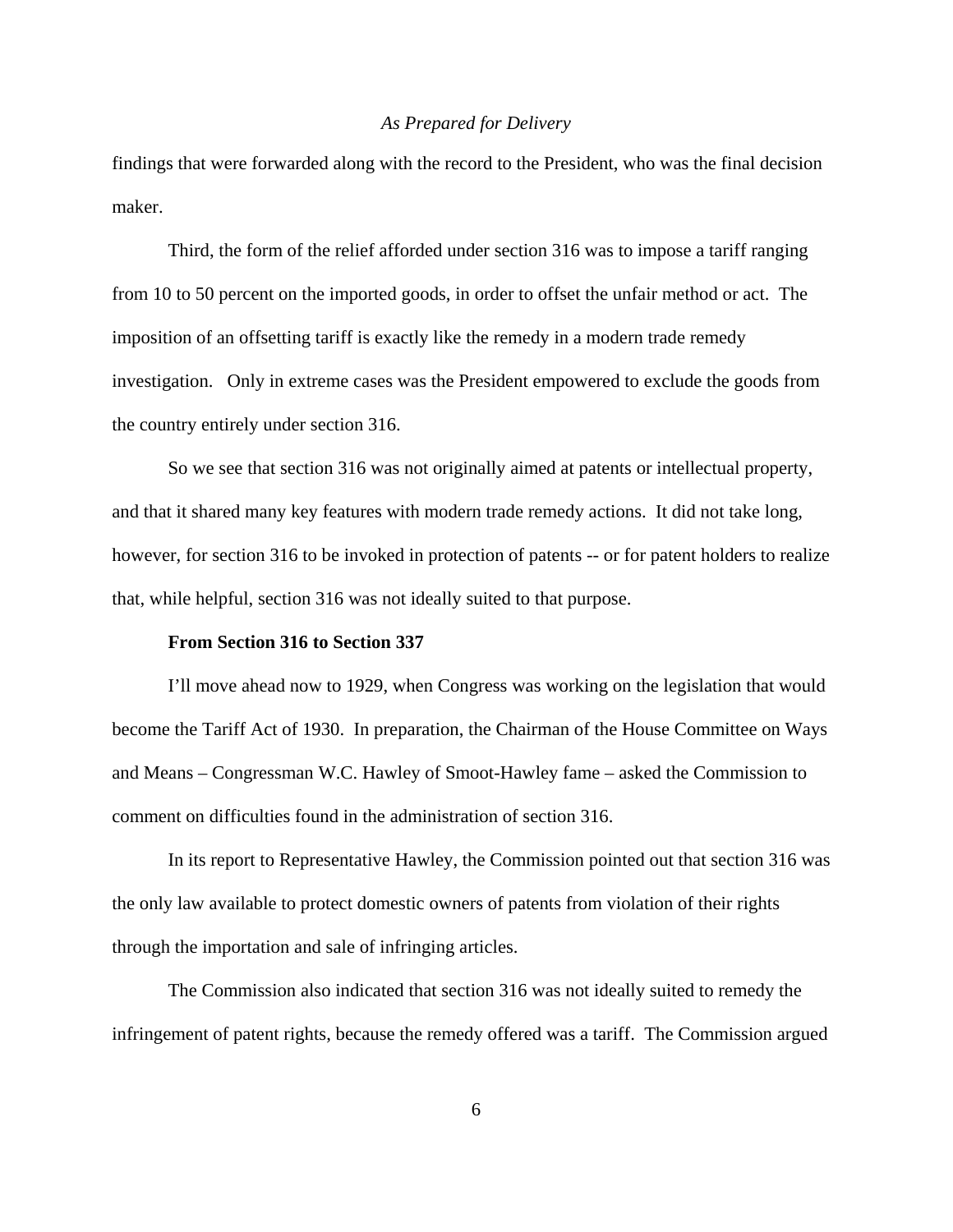findings that were forwarded along with the record to the President, who was the final decision maker.

Third, the form of the relief afforded under section 316 was to impose a tariff ranging from 10 to 50 percent on the imported goods, in order to offset the unfair method or act. The imposition of an offsetting tariff is exactly like the remedy in a modern trade remedy investigation. Only in extreme cases was the President empowered to exclude the goods from the country entirely under section 316.

So we see that section 316 was not originally aimed at patents or intellectual property, and that it shared many key features with modern trade remedy actions. It did not take long, however, for section 316 to be invoked in protection of patents -- or for patent holders to realize that, while helpful, section 316 was not ideally suited to that purpose.

**From Section 316 to Section 337**

I'll move ahead now to 1929, when Congress was working on the legislation that would become the Tariff Act of 1930. In preparation, the Chairman of the House Committee on Ways and Means – Congressman W.C. Hawley of Smoot-Hawley fame – asked the Commission to comment on difficulties found in the administration of section 316.

In its report to Representative Hawley, the Commission pointed out that section 316 was the only law available to protect domestic owners of patents from violation of their rights through the importation and sale of infringing articles.

The Commission also indicated that section 316 was not ideally suited to remedy the infringement of patent rights, because the remedy offered was a tariff. The Commission argued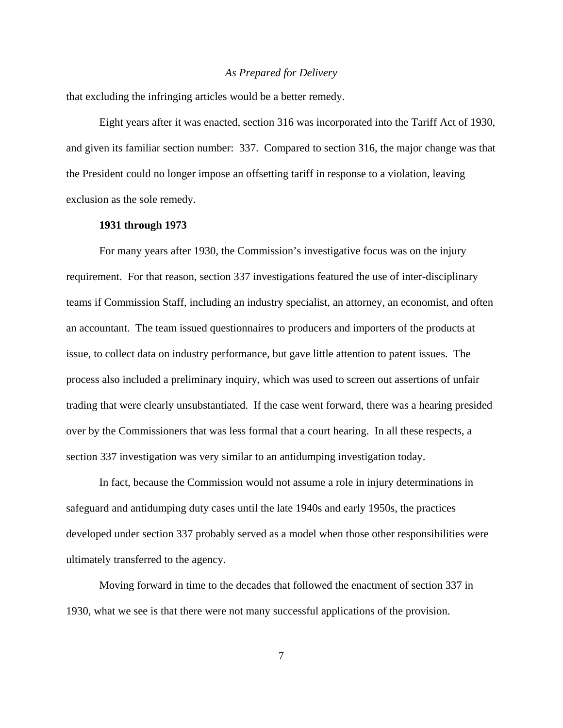that excluding the infringing articles would be a better remedy.

Eight years after it was enacted, section 316 was incorporated into the Tariff Act of 1930, and given its familiar section number: 337. Compared to section 316, the major change was that the President could no longer impose an offsetting tariff in response to a violation, leaving exclusion as the sole remedy.

**1931 through 1973**

For many years after 1930, the Commission's investigative focus was on the injury requirement. For that reason, section 337 investigations featured the use of inter-disciplinary teams if Commission Staff, including an industry specialist, an attorney, an economist, and often an accountant. The team issued questionnaires to producers and importers of the products at issue, to collect data on industry performance, but gave little attention to patent issues. The process also included a preliminary inquiry, which was used to screen out assertions of unfair trading that were clearly unsubstantiated. If the case went forward, there was a hearing presided over by the Commissioners that was less formal that a court hearing. In all these respects, a section 337 investigation was very similar to an antidumping investigation today.

In fact, because the Commission would not assume a role in injury determinations in safeguard and antidumping duty cases until the late 1940s and early 1950s, the practices developed under section 337 probably served as a model when those other responsibilities were ultimately transferred to the agency.

Moving forward in time to the decades that followed the enactment of section 337 in 1930, what we see is that there were not many successful applications of the provision.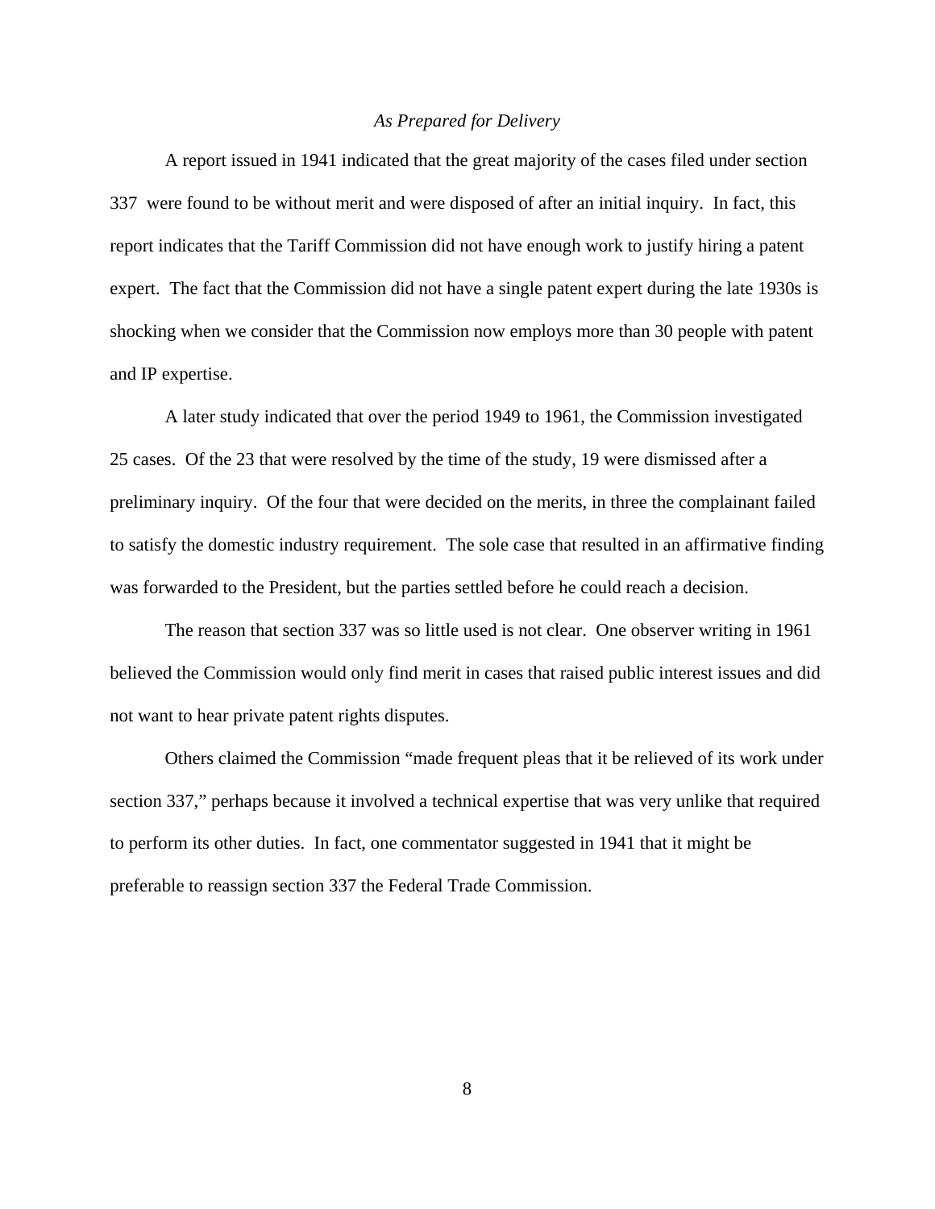*As Prepared for Delivery*

A report issued in 1941 indicated that the great majority of the cases filed under section 337 were found to be without merit and were disposed of after an initial inquiry. In fact, this report indicates that the Tariff Commission did not have enough work to justify hiring a patent expert. The fact that the Commission did not have a single patent expert during the late 1930s is shocking when we consider that the Commission now employs more than 30 people with patent and IP expertise.

A later study indicated that over the period 1949 to 1961, the Commission investigated 25 cases. Of the 23 that were resolved by the time of the study, 19 were dismissed after a preliminary inquiry. Of the four that were decided on the merits, in three the complainant failed to satisfy the domestic industry requirement. The sole case that resulted in an affirmative finding was forwarded to the President, but the parties settled before he could reach a decision.

The reason that section 337 was so little used is not clear. One observer writing in 1961 believed the Commission would only find merit in cases that raised public interest issues and did not want to hear private patent rights disputes.

Others claimed the Commission "made frequent pleas that it be relieved of its work under section 337," perhaps because it involved a technical expertise that was very unlike that required to perform its other duties. In fact, one commentator suggested in 1941 that it might be preferable to reassign section 337 the Federal Trade Commission.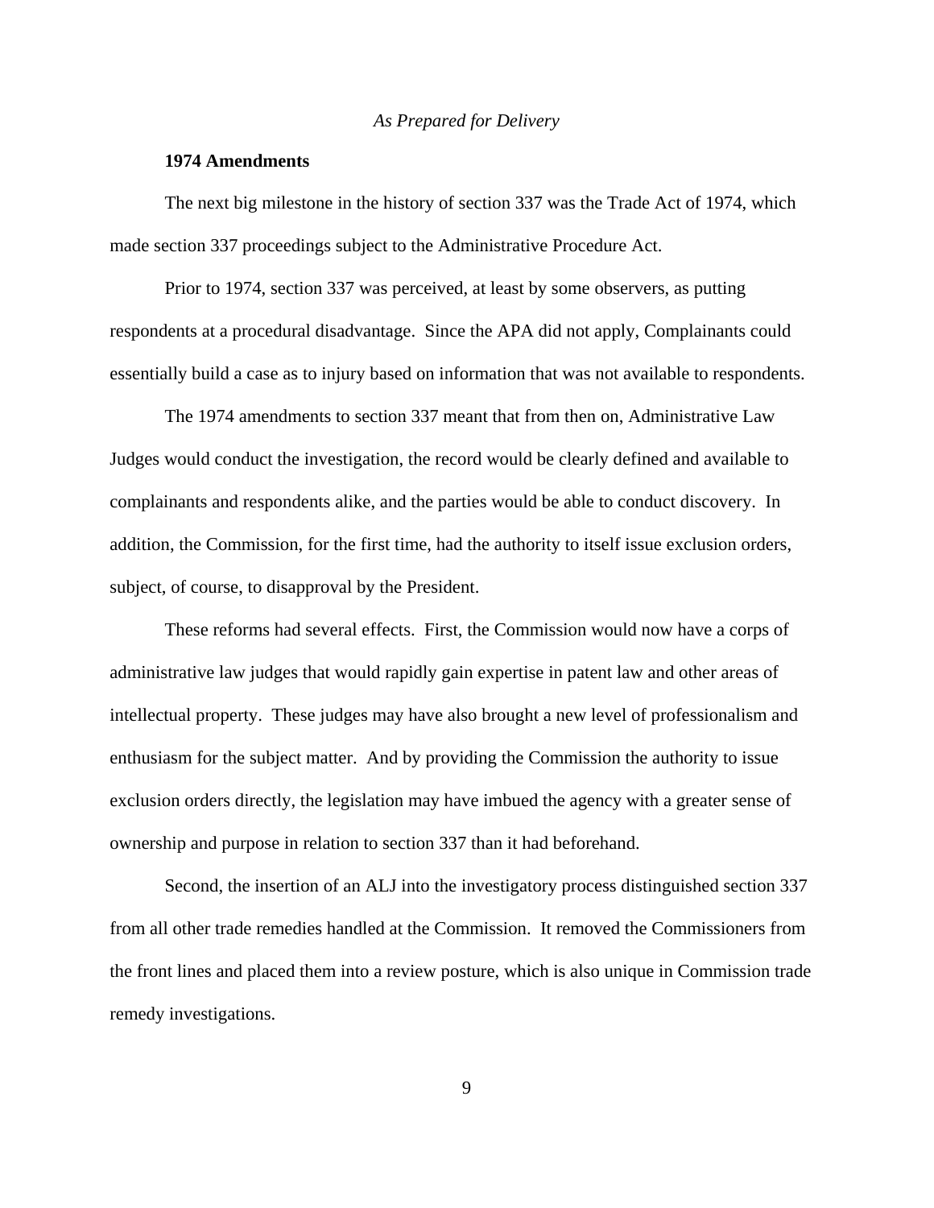## 1974 Amendments

The next big milestone in the history of section 337 was the Trade Act of 1974, which made section 337 proceedings subject to the Administrative Procedure Act.

Prior to 1974, section 337 was perceived, at least by some observers, as putting respondents at a procedural disadvantage. Since the APA did not apply, Complainants could essentially build a case as to injury based on information that was not available to respondents.

The 1974 amendments to section 337 meant that from then on, Administrative Law Judges would conduct the investigation, the record would be clearly defined and available to complainants and respondents alike, and the parties would be able to conduct discovery. In addition, the Commission, for the first time, had the authority to itself issue exclusion orders, subject, of course, to disapproval by the President.

These reforms had several effects. First, the Commission would now have a corps of administrative law judges that would rapidly gain expertise in patent law and other areas of intellectual property. These judges may have also brought a new level of professionalism and enthusiasm for the subject matter. And by providing the Commission the authority to issue exclusion orders directly, the legislation may have imbued the agency with a greater sense of ownership and purpose in relation to section 337 than it had beforehand.

Second, the insertion of an ALJ into the investigatory process distinguished section 337 from all other trade remedies handled at the Commission. It removed the Commissioners from the front lines and placed them into a review posture, which is also unique in Commission trade remedy investigations.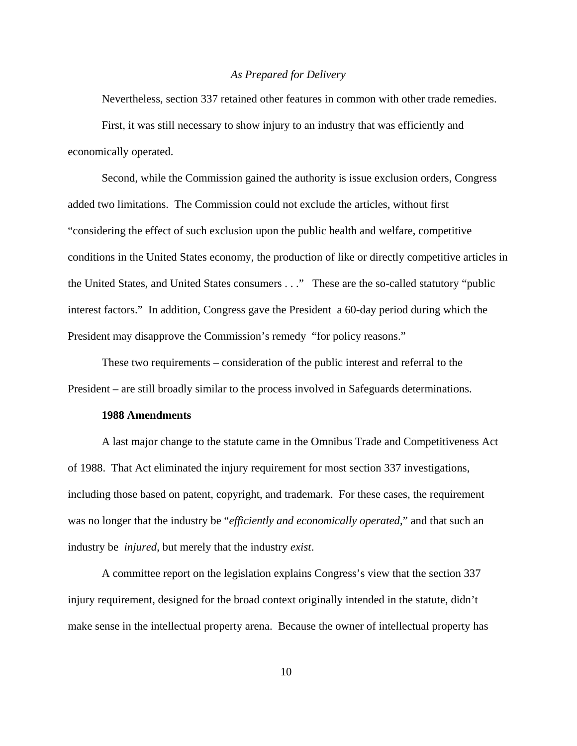Nevertheless, section 337 retained other features in common with other trade remedies.

First, it was still necessary to show injury to an industry that was efficiently and economically operated.

Second, while the Commission gained the authority is issue exclusion orders, Congress added two limitations. The Commission could not exclude the articles, without first "considering the effect of such exclusion upon the public health and welfare, competitive conditions in the United States economy, the production of like or directly competitive articles in the United States, and United States consumers . . ." These are the so-called statutory "public interest factors." In addition, Congress gave the President a 60-day period during which the President may disapprove the Commission's remedy "for policy reasons."

These two requirements – consideration of the public interest and referral to the President – are still broadly similar to the process involved in Safeguards determinations.

**1988 Amendments**

A last major change to the statute came in the Omnibus Trade and Competitiveness Act of 1988. That Act eliminated the injury requirement for most section 337 investigations, including those based on patent, copyright, and trademark. For these cases, the requirement was no longer that the industry be "*efficiently and economically operated*," and that such an industry be *injured*, but merely that the industry *exist*.

A committee report on the legislation explains Congress's view that the section 337 injury requirement, designed for the broad context originally intended in the statute, didn't make sense in the intellectual property arena. Because the owner of intellectual property has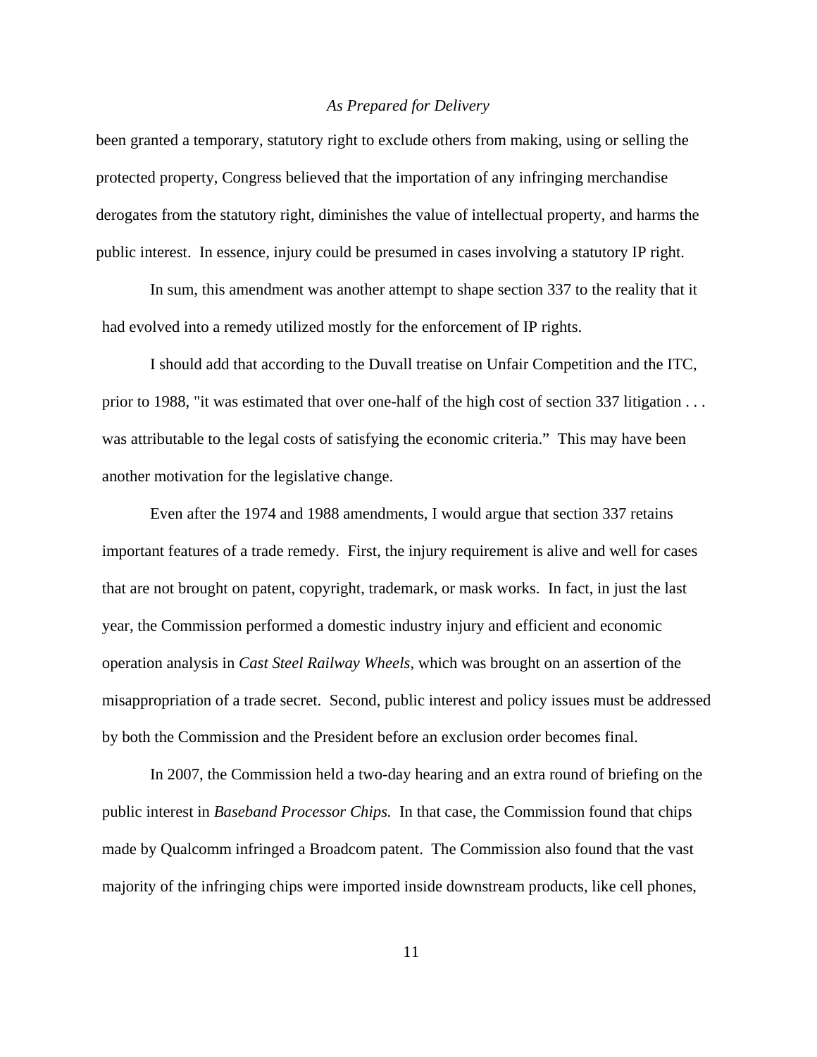been granted a temporary, statutory right to exclude others from making, using or selling the protected property, Congress believed that the importation of any infringing merchandise derogates from the statutory right, diminishes the value of intellectual property, and harms the public interest. In essence, injury could be presumed in cases involving a statutory IP right.

In sum, this amendment was another attempt to shape section 337 to the reality that it had evolved into a remedy utilized mostly for the enforcement of IP rights.

I should add that according to the Duvall treatise on Unfair Competition and the ITC, prior to 1988, "it was estimated that over one-half of the high cost of section 337 litigation . . . was attributable to the legal costs of satisfying the economic criteria." This may have been another motivation for the legislative change.

Even after the 1974 and 1988 amendments, I would argue that section 337 retains important features of a trade remedy. First, the injury requirement is alive and well for cases that are not brought on patent, copyright, trademark, or mask works. In fact, in just the last year, the Commission performed a domestic industry injury and efficient and economic operation analysis in *Cast Steel Railway Wheels*, which was brought on an assertion of the misappropriation of a trade secret. Second, public interest and policy issues must be addressed by both the Commission and the President before an exclusion order becomes final.

In 2007, the Commission held a two-day hearing and an extra round of briefing on the public interest in *Baseband Processor Chips.* In that case, the Commission found that chips made by Qualcomm infringed a Broadcom patent. The Commission also found that the vast majority of the infringing chips were imported inside downstream products, like cell phones,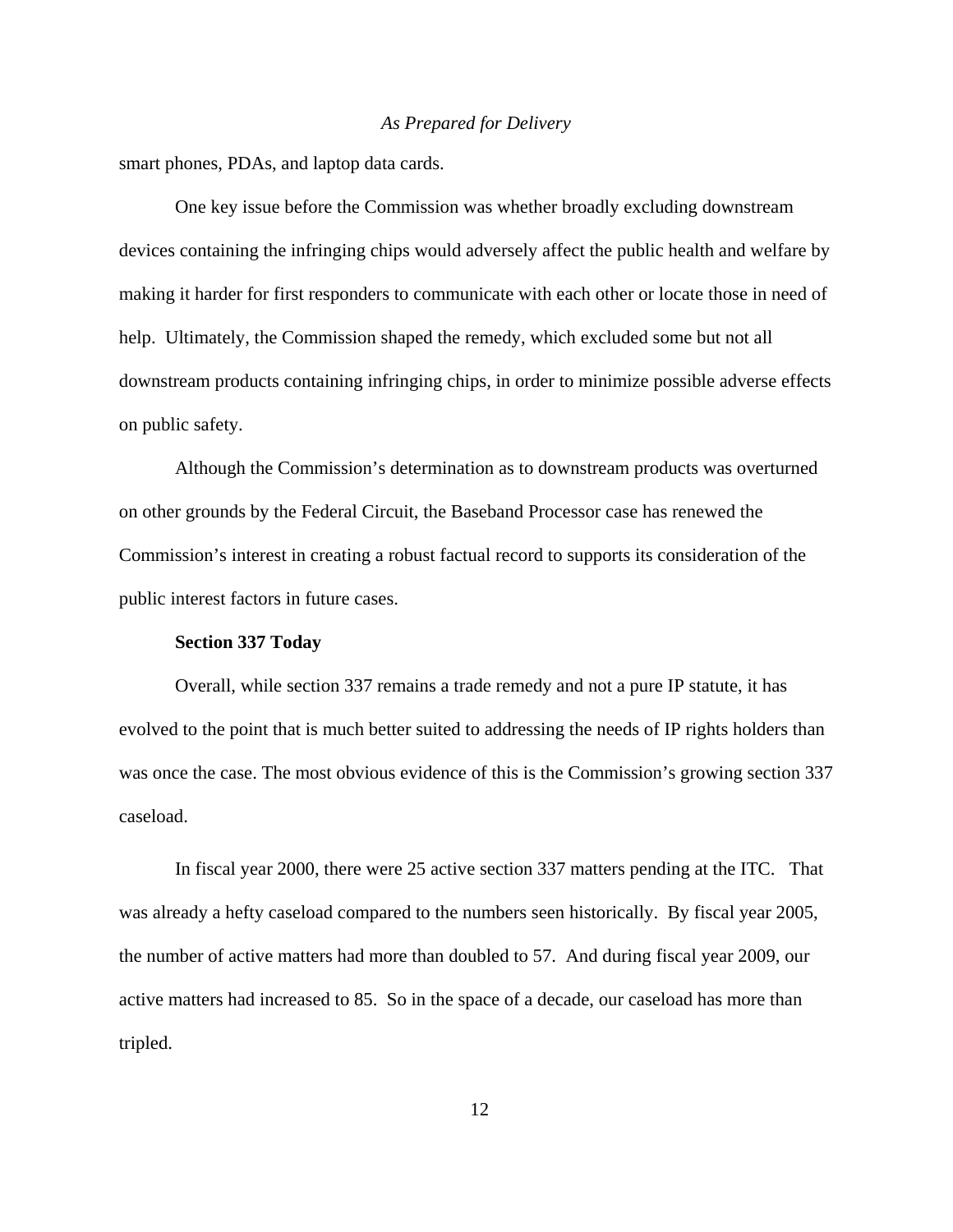smart phones, PDAs, and laptop data cards.

One key issue before the Commission was whether broadly excluding downstream devices containing the infringing chips would adversely affect the public health and welfare by making it harder for first responders to communicate with each other or locate those in need of help. Ultimately, the Commission shaped the remedy, which excluded some but not all downstream products containing infringing chips, in order to minimize possible adverse effects on public safety.

Although the Commission's determination as to downstream products was overturned on other grounds by the Federal Circuit, the Baseband Processor case has renewed the Commission's interest in creating a robust factual record to supports its consideration of the public interest factors in future cases.

**Section 337 Today**

Overall, while section 337 remains a trade remedy and not a pure IP statute, it has evolved to the point that is much better suited to addressing the needs of IP rights holders than was once the case. The most obvious evidence of this is the Commission's growing section 337 caseload.

In fiscal year 2000, there were 25 active section 337 matters pending at the ITC. That was already a hefty caseload compared to the numbers seen historically. By fiscal year 2005, the number of active matters had more than doubled to 57. And during fiscal year 2009, our active matters had increased to 85. So in the space of a decade, our caseload has more than tripled.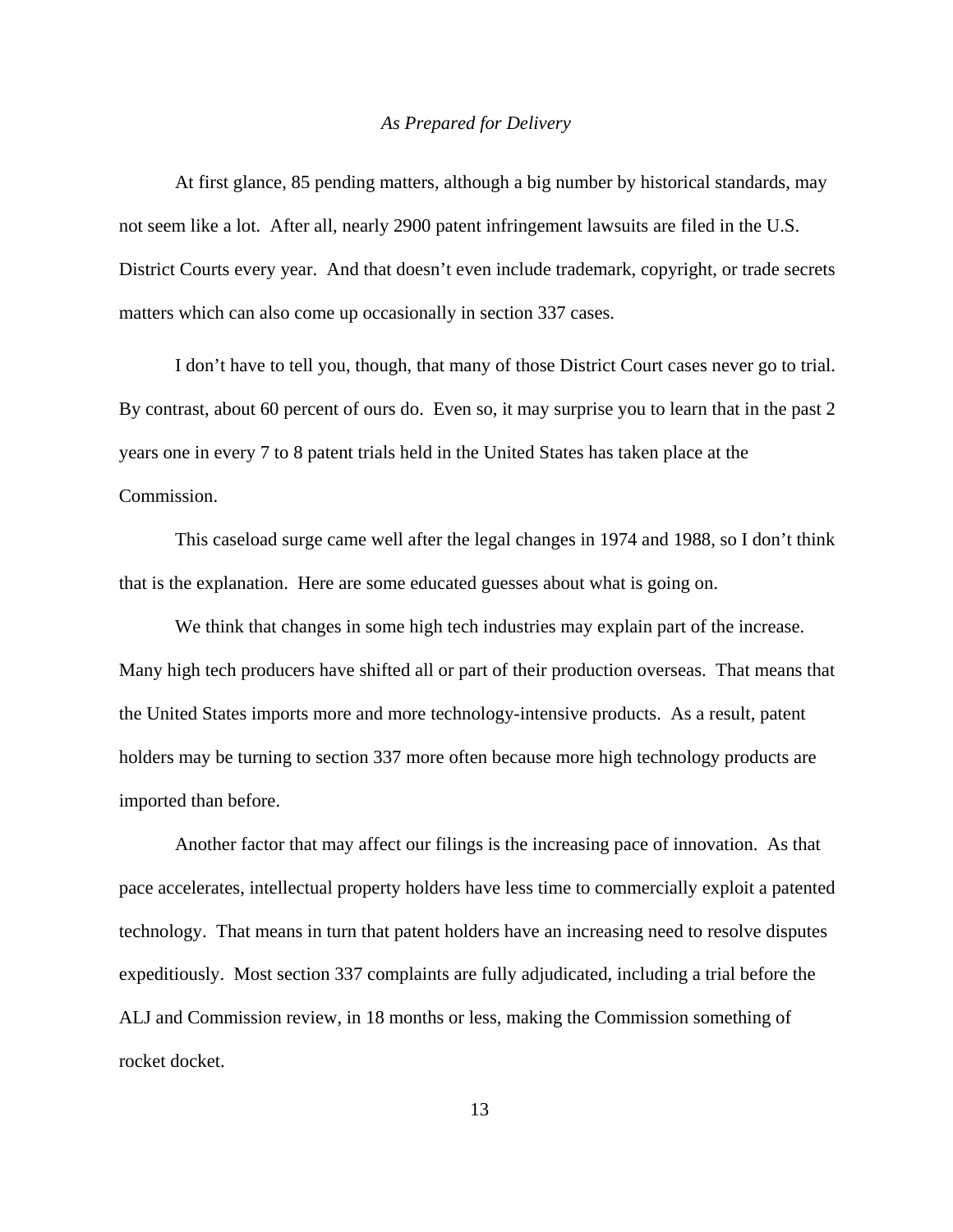*As Prepared for Delivery*

At first glance, 85 pending matters, although a big number by historical standards, may not seem like a lot. After all, nearly 2900 patent infringement lawsuits are filed in the U.S. District Courts every year. And that doesn't even include trademark, copyright, or trade secrets matters which can also come up occasionally in section 337 cases.

I don't have to tell you, though, that many of those District Court cases never go to trial. By contrast, about 60 percent of ours do. Even so, it may surprise you to learn that in the past 2 years one in every 7 to 8 patent trials held in the United States has taken place at the Commission.

This caseload surge came well after the legal changes in 1974 and 1988, so I don't think that is the explanation. Here are some educated guesses about what is going on.

We think that changes in some high tech industries may explain part of the increase. Many high tech producers have shifted all or part of their production overseas. That means that the United States imports more and more technology-intensive products. As a result, patent holders may be turning to section 337 more often because more high technology products are imported than before.

Another factor that may affect our filings is the increasing pace of innovation. As that pace accelerates, intellectual property holders have less time to commercially exploit a patented technology. That means in turn that patent holders have an increasing need to resolve disputes expeditiously. Most section 337 complaints are fully adjudicated, including a trial before the ALJ and Commission review, in 18 months or less, making the Commission something of rocket docket.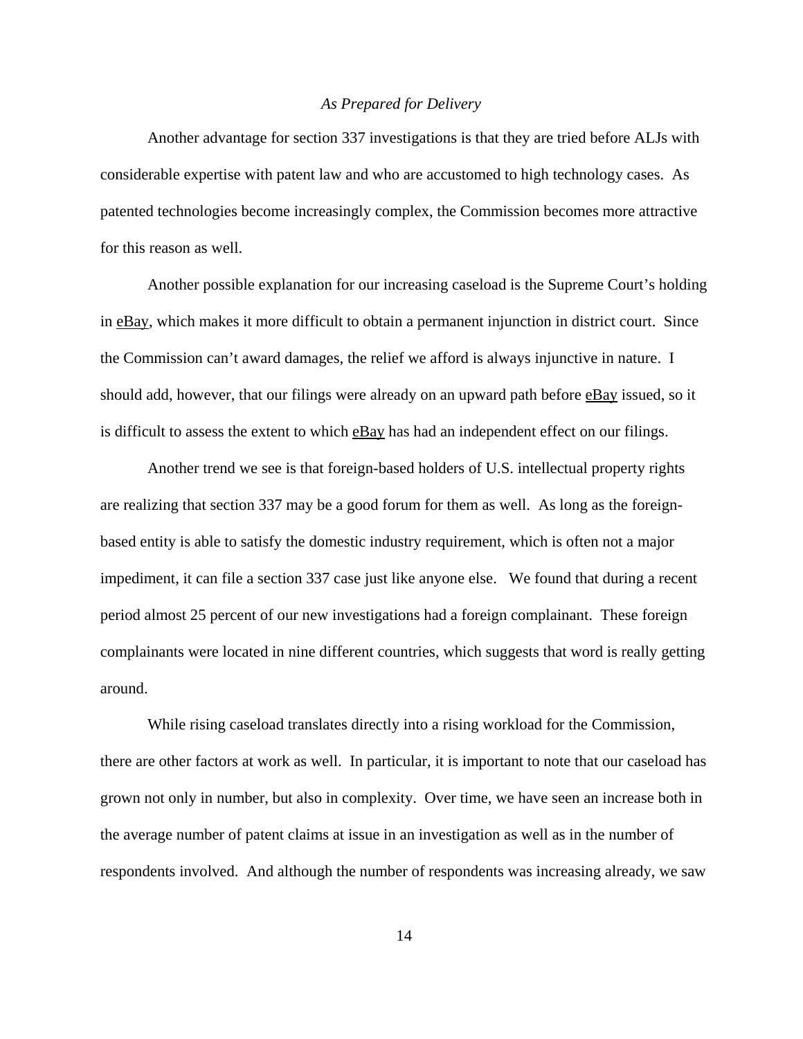*As Prepared for Delivery*

Another advantage for section 337 investigations is that they are tried before ALJs with considerable expertise with patent law and who are accustomed to high technology cases. As patented technologies become increasingly complex, the Commission becomes more attractive for this reason as well.

Another possible explanation for our increasing caseload is the Supreme Court's holding in eBay, which makes it more difficult to obtain a permanent injunction in district court. Since the Commission can't award damages, the relief we afford is always injunctive in nature. I should add, however, that our filings were already on an upward path before eBay issued, so it is difficult to assess the extent to which eBay has had an independent effect on our filings.

Another trend we see is that foreign-based holders of U.S. intellectual property rights are realizing that section 337 may be a good forum for them as well. As long as the foreign-based entity is able to satisfy the domestic industry requirement, which is often not a major impediment, it can file a section 337 case just like anyone else. We found that during a recent period almost 25 percent of our new investigations had a foreign complainant. These foreign complainants were located in nine different countries, which suggests that word is really getting around.

While rising caseload translates directly into a rising workload for the Commission, there are other factors at work as well. In particular, it is important to note that our caseload has grown not only in number, but also in complexity. Over time, we have seen an increase both in the average number of patent claims at issue in an investigation as well as in the number of respondents involved. And although the number of respondents was increasing already, we saw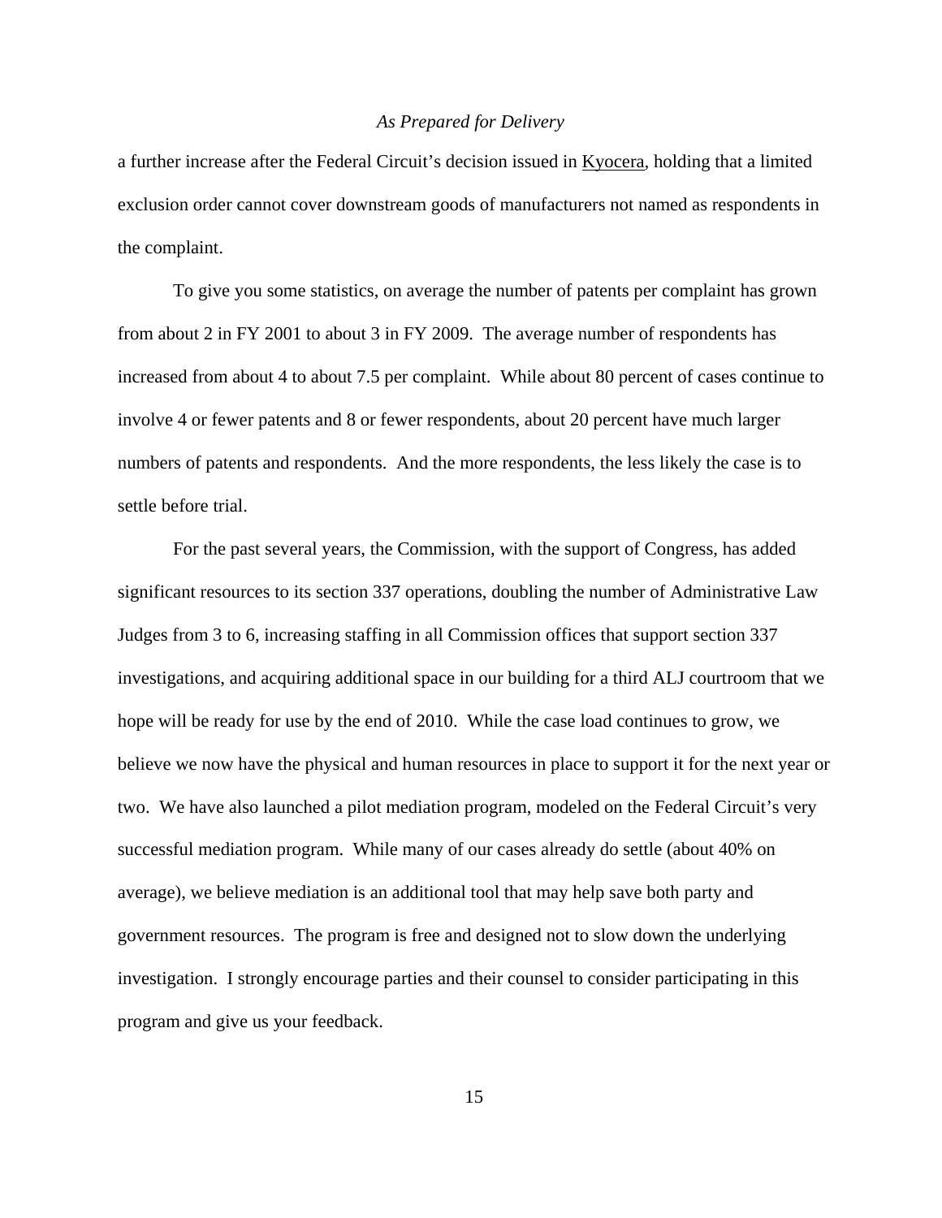a further increase after the Federal Circuit's decision issued in Kyocera, holding that a limited exclusion order cannot cover downstream goods of manufacturers not named as respondents in the complaint.

To give you some statistics, on average the number of patents per complaint has grown from about 2 in FY 2001 to about 3 in FY 2009. The average number of respondents has increased from about 4 to about 7.5 per complaint. While about 80 percent of cases continue to involve 4 or fewer patents and 8 or fewer respondents, about 20 percent have much larger numbers of patents and respondents. And the more respondents, the less likely the case is to settle before trial.

For the past several years, the Commission, with the support of Congress, has added significant resources to its section 337 operations, doubling the number of Administrative Law Judges from 3 to 6, increasing staffing in all Commission offices that support section 337 investigations, and acquiring additional space in our building for a third ALJ courtroom that we hope will be ready for use by the end of 2010. While the case load continues to grow, we believe we now have the physical and human resources in place to support it for the next year or two. We have also launched a pilot mediation program, modeled on the Federal Circuit's very successful mediation program. While many of our cases already do settle (about 40% on average), we believe mediation is an additional tool that may help save both party and government resources. The program is free and designed not to slow down the underlying investigation. I strongly encourage parties and their counsel to consider participating in this program and give us your feedback.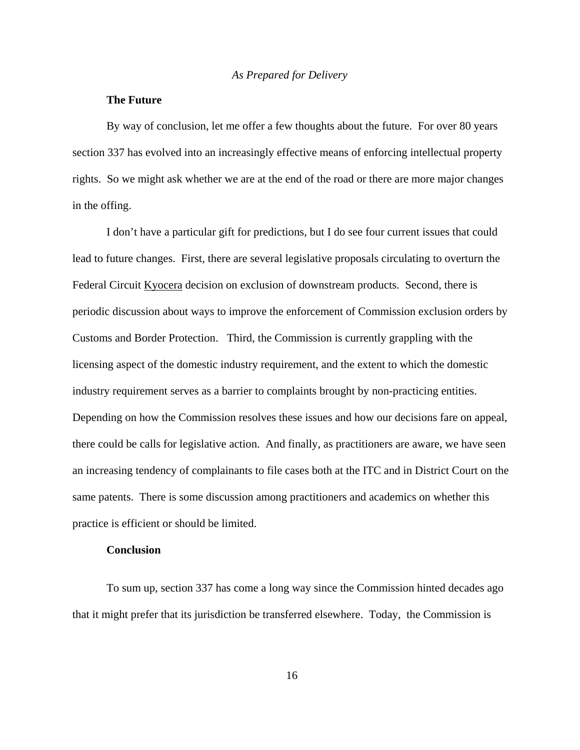*As Prepared for Delivery*

**The Future**

By way of conclusion, let me offer a few thoughts about the future. For over 80 years section 337 has evolved into an increasingly effective means of enforcing intellectual property rights. So we might ask whether we are at the end of the road or there are more major changes in the offing.

I don't have a particular gift for predictions, but I do see four current issues that could lead to future changes. First, there are several legislative proposals circulating to overturn the Federal Circuit Kyocera decision on exclusion of downstream products. Second, there is periodic discussion about ways to improve the enforcement of Commission exclusion orders by Customs and Border Protection. Third, the Commission is currently grappling with the licensing aspect of the domestic industry requirement, and the extent to which the domestic industry requirement serves as a barrier to complaints brought by non-practicing entities. Depending on how the Commission resolves these issues and how our decisions fare on appeal, there could be calls for legislative action. And finally, as practitioners are aware, we have seen an increasing tendency of complainants to file cases both at the ITC and in District Court on the same patents. There is some discussion among practitioners and academics on whether this practice is efficient or should be limited.

**Conclusion**

To sum up, section 337 has come a long way since the Commission hinted decades ago that it might prefer that its jurisdiction be transferred elsewhere. Today, the Commission is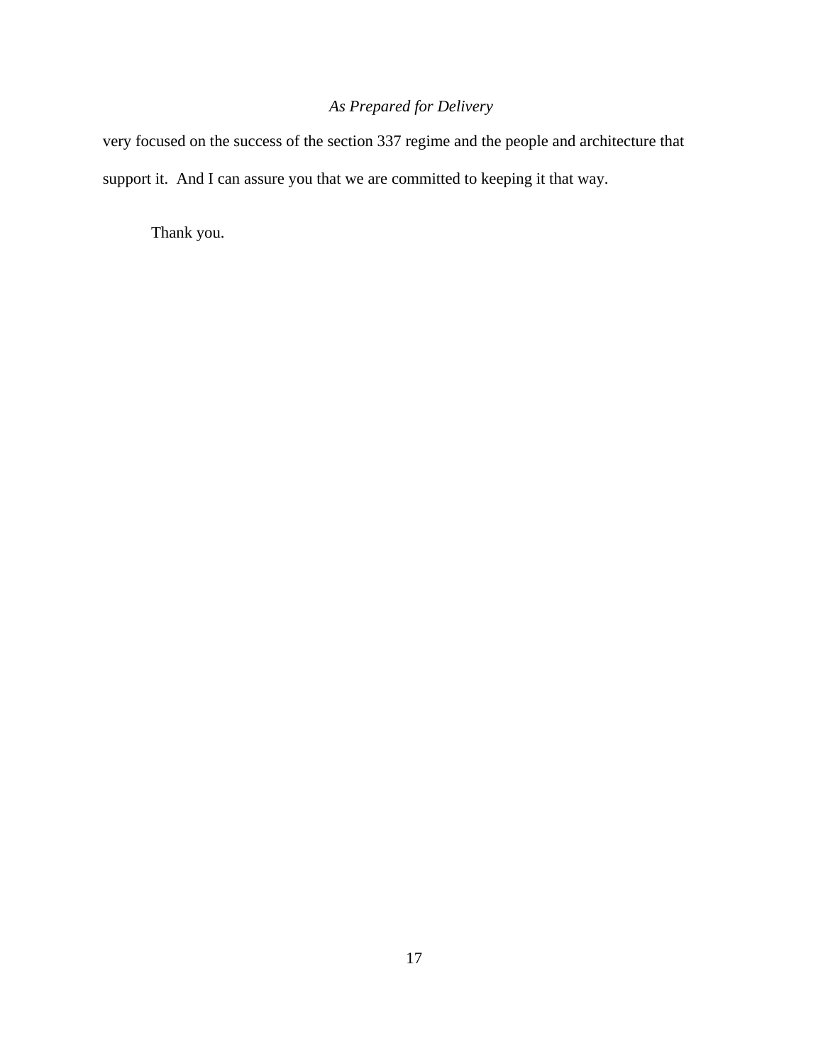very focused on the success of the section 337 regime and the people and architecture that support it. And I can assure you that we are committed to keeping it that way.

Thank you.